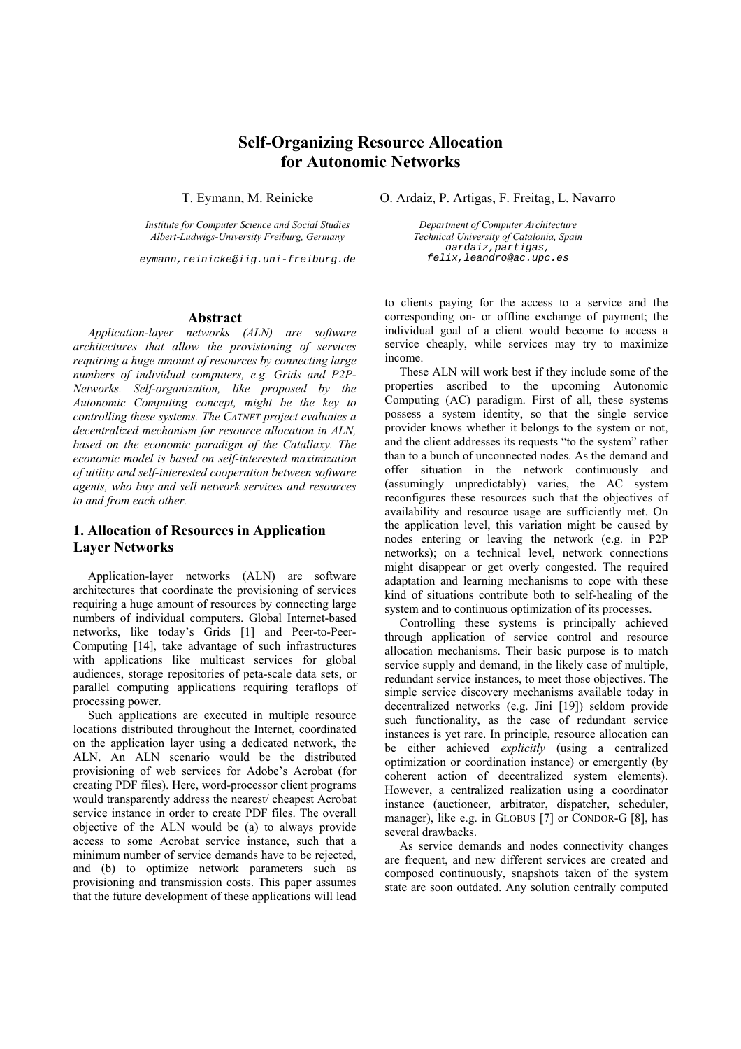# Self-Organizing Resource Allocation for Autonomic Networks

T. Eymann, M. Reinicke

*Institute for Computer Science and Social Studies*
*Albert-Ludwigs-University Freiburg, Germany*
eymann,reinicke@iig.uni-freiburg.de

O. Ardaiz, P. Artigas, F. Freitag, L. Navarro

*Department of Computer Architecture*
*Technical University of Catalonia, Spain*
oardaiz,partigas,
felix,leandro@ac.upc.es

## Abstract

*Application-layer networks (ALN) are software architectures that allow the provisioning of services requiring a huge amount of resources by connecting large numbers of individual computers, e.g. Grids and P2P-Networks. Self-organization, like proposed by the Autonomic Computing concept, might be the key to controlling these systems. The CATNET project evaluates a decentralized mechanism for resource allocation in ALN, based on the economic paradigm of the Catallaxy. The economic model is based on self-interested maximization of utility and self-interested cooperation between software agents, who buy and sell network services and resources to and from each other.*

## 1. Allocation of Resources in Application Layer Networks

Application-layer networks (ALN) are software architectures that coordinate the provisioning of services requiring a huge amount of resources by connecting large numbers of individual computers. Global Internet-based networks, like today's Grids [1] and Peer-to-Peer-Computing [14], take advantage of such infrastructures with applications like multicast services for global audiences, storage repositories of peta-scale data sets, or parallel computing applications requiring teraflops of processing power.

Such applications are executed in multiple resource locations distributed throughout the Internet, coordinated on the application layer using a dedicated network, the ALN. An ALN scenario would be the distributed provisioning of web services for Adobe's Acrobat (for creating PDF files). Here, word-processor client programs would transparently address the nearest/ cheapest Acrobat service instance in order to create PDF files. The overall objective of the ALN would be (a) to always provide access to some Acrobat service instance, such that a minimum number of service demands have to be rejected, and (b) to optimize network parameters such as provisioning and transmission costs. This paper assumes that the future development of these applications will lead to clients paying for the access to a service and the corresponding on- or offline exchange of payment; the individual goal of a client would become to access a service cheaply, while services may try to maximize income.

These ALN will work best if they include some of the properties ascribed to the upcoming Autonomic Computing (AC) paradigm. First of all, these systems possess a system identity, so that the single service provider knows whether it belongs to the system or not, and the client addresses its requests "to the system" rather than to a bunch of unconnected nodes. As the demand and offer situation in the network continuously and (assumingly unpredictably) varies, the AC system reconfigures these resources such that the objectives of availability and resource usage are sufficiently met. On the application level, this variation might be caused by nodes entering or leaving the network (e.g. in P2P networks); on a technical level, network connections might disappear or get overly congested. The required adaptation and learning mechanisms to cope with these kind of situations contribute both to self-healing of the system and to continuous optimization of its processes.

Controlling these systems is principally achieved through application of service control and resource allocation mechanisms. Their basic purpose is to match service supply and demand, in the likely case of multiple, redundant service instances, to meet those objectives. The simple service discovery mechanisms available today in decentralized networks (e.g. Jini [19]) seldom provide such functionality, as the case of redundant service instances is yet rare. In principle, resource allocation can be either achieved *explicitly* (using a centralized optimization or coordination instance) or emergently (by coherent action of decentralized system elements). However, a centralized realization using a coordinator instance (auctioneer, arbitrator, dispatcher, scheduler, manager), like e.g. in GLOBUS [7] or CONDOR-G [8], has several drawbacks.

As service demands and nodes connectivity changes are frequent, and new different services are created and composed continuously, snapshots taken of the system state are soon outdated. Any solution centrally computed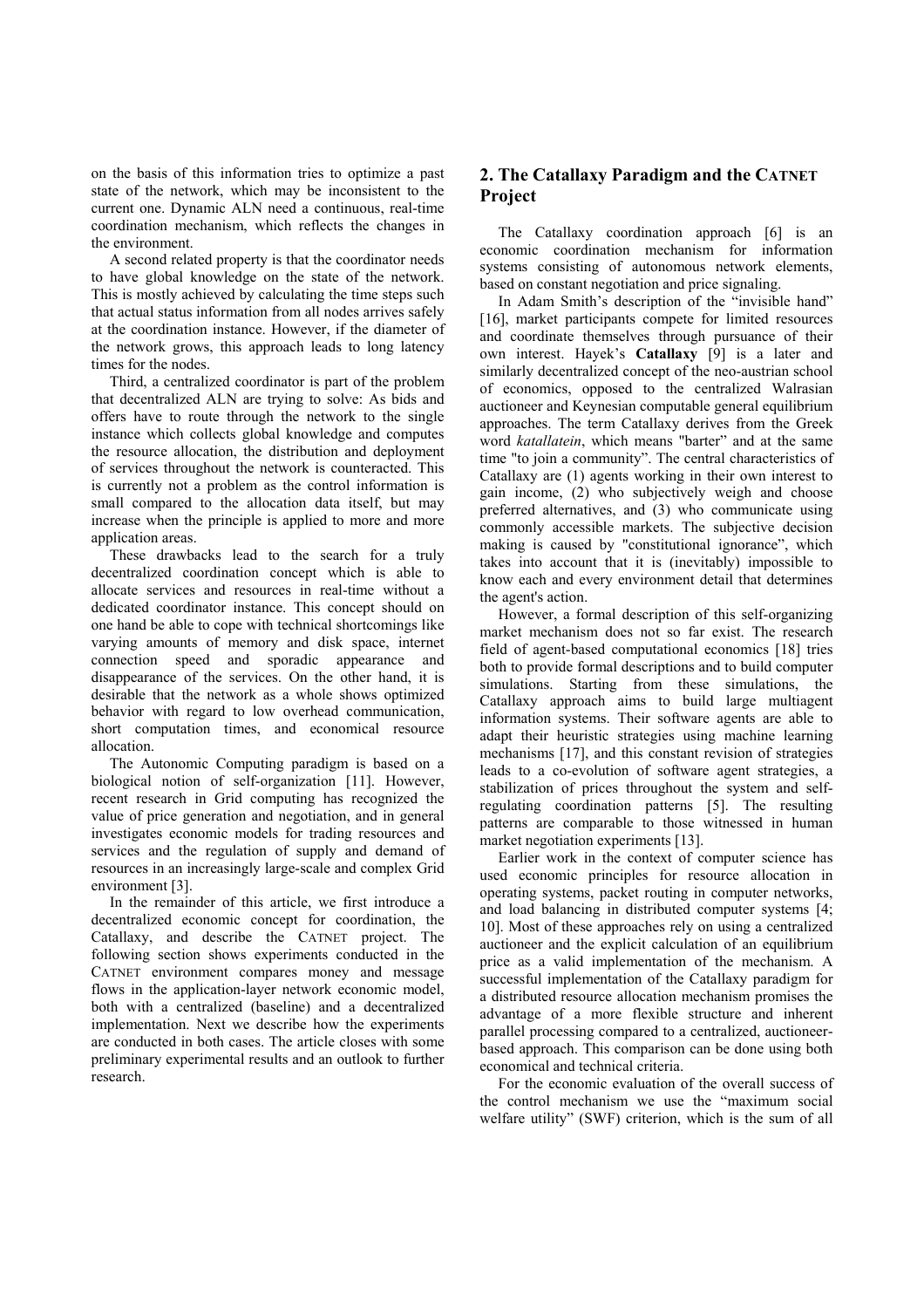on the basis of this information tries to optimize a past state of the network, which may be inconsistent to the current one. Dynamic ALN need a continuous, real-time coordination mechanism, which reflects the changes in the environment.

A second related property is that the coordinator needs to have global knowledge on the state of the network. This is mostly achieved by calculating the time steps such that actual status information from all nodes arrives safely at the coordination instance. However, if the diameter of the network grows, this approach leads to long latency times for the nodes.

Third, a centralized coordinator is part of the problem that decentralized ALN are trying to solve: As bids and offers have to route through the network to the single instance which collects global knowledge and computes the resource allocation, the distribution and deployment of services throughout the network is counteracted. This is currently not a problem as the control information is small compared to the allocation data itself, but may increase when the principle is applied to more and more application areas.

These drawbacks lead to the search for a truly decentralized coordination concept which is able to allocate services and resources in real-time without a dedicated coordinator instance. This concept should on one hand be able to cope with technical shortcomings like varying amounts of memory and disk space, internet connection speed and sporadic appearance and disappearance of the services. On the other hand, it is desirable that the network as a whole shows optimized behavior with regard to low overhead communication, short computation times, and economical resource allocation.

The Autonomic Computing paradigm is based on a biological notion of self-organization [11]. However, recent research in Grid computing has recognized the value of price generation and negotiation, and in general investigates economic models for trading resources and services and the regulation of supply and demand of resources in an increasingly large-scale and complex Grid environment [3].

In the remainder of this article, we first introduce a decentralized economic concept for coordination, the Catallaxy, and describe the CATNET project. The following section shows experiments conducted in the CATNET environment compares money and message flows in the application-layer network economic model, both with a centralized (baseline) and a decentralized implementation. Next we describe how the experiments are conducted in both cases. The article closes with some preliminary experimental results and an outlook to further research.

## 2. The Catallaxy Paradigm and the CATNET Project

The Catallaxy coordination approach [6] is an economic coordination mechanism for information systems consisting of autonomous network elements, based on constant negotiation and price signaling.

In Adam Smith's description of the "invisible hand" [16], market participants compete for limited resources and coordinate themselves through pursuance of their own interest. Hayek's **Catallaxy** [9] is a later and similarly decentralized concept of the neo-austrian school of economics, opposed to the centralized Walrasian auctioneer and Keynesian computable general equilibrium approaches. The term Catallaxy derives from the Greek word *katallatein*, which means "barter" and at the same time "to join a community". The central characteristics of Catallaxy are (1) agents working in their own interest to gain income, (2) who subjectively weigh and choose preferred alternatives, and (3) who communicate using commonly accessible markets. The subjective decision making is caused by "constitutional ignorance", which takes into account that it is (inevitably) impossible to know each and every environment detail that determines the agent's action.

However, a formal description of this self-organizing market mechanism does not so far exist. The research field of agent-based computational economics [18] tries both to provide formal descriptions and to build computer simulations. Starting from these simulations, the Catallaxy approach aims to build large multiagent information systems. Their software agents are able to adapt their heuristic strategies using machine learning mechanisms [17], and this constant revision of strategies leads to a co-evolution of software agent strategies, a stabilization of prices throughout the system and self-regulating coordination patterns [5]. The resulting patterns are comparable to those witnessed in human market negotiation experiments [13].

Earlier work in the context of computer science has used economic principles for resource allocation in operating systems, packet routing in computer networks, and load balancing in distributed computer systems [4; 10]. Most of these approaches rely on using a centralized auctioneer and the explicit calculation of an equilibrium price as a valid implementation of the mechanism. A successful implementation of the Catallaxy paradigm for a distributed resource allocation mechanism promises the advantage of a more flexible structure and inherent parallel processing compared to a centralized, auctioneer-based approach. This comparison can be done using both economical and technical criteria.

For the economic evaluation of the overall success of the control mechanism we use the "maximum social welfare utility" (SWF) criterion, which is the sum of all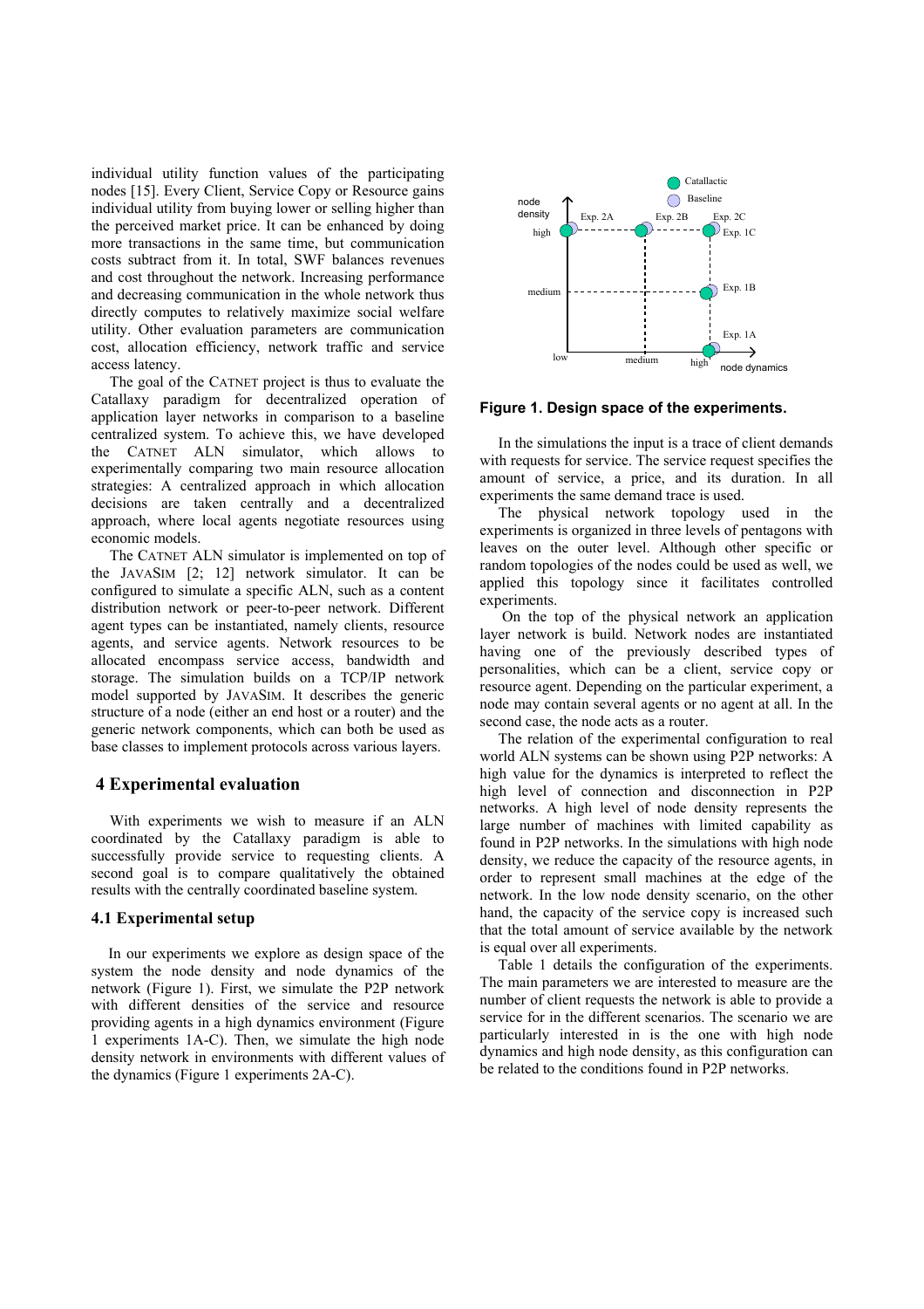individual utility function values of the participating nodes [15]. Every Client, Service Copy or Resource gains individual utility from buying lower or selling higher than the perceived market price. It can be enhanced by doing more transactions in the same time, but communication costs subtract from it. In total, SWF balances revenues and cost throughout the network. Increasing performance and decreasing communication in the whole network thus directly computes to relatively maximize social welfare utility. Other evaluation parameters are communication cost, allocation efficiency, network traffic and service access latency.

The goal of the CATNET project is thus to evaluate the Catallaxy paradigm for decentralized operation of application layer networks in comparison to a baseline centralized system. To achieve this, we have developed the CATNET ALN simulator, which allows to experimentally comparing two main resource allocation strategies: A centralized approach in which allocation decisions are taken centrally and a decentralized approach, where local agents negotiate resources using economic models.

The CATNET ALN simulator is implemented on top of the JAVASIM [2; 12] network simulator. It can be configured to simulate a specific ALN, such as a content distribution network or peer-to-peer network. Different agent types can be instantiated, namely clients, resource agents, and service agents. Network resources to be allocated encompass service access, bandwidth and storage. The simulation builds on a TCP/IP network model supported by JAVASIM. It describes the generic structure of a node (either an end host or a router) and the generic network components, which can both be used as base classes to implement protocols across various layers.

## 4 Experimental evaluation

With experiments we wish to measure if an ALN coordinated by the Catallaxy paradigm is able to successfully provide service to requesting clients. A second goal is to compare qualitatively the obtained results with the centrally coordinated baseline system.

### 4.1 Experimental setup

In our experiments we explore as design space of the system the node density and node dynamics of the network (Figure 1). First, we simulate the P2P network with different densities of the service and resource providing agents in a high dynamics environment (Figure 1 experiments 1A-C). Then, we simulate the high node density network in environments with different values of the dynamics (Figure 1 experiments 2A-C).

Catallactic
Baseline
node density
high
medium
low
Exp. 2A
Exp. 2B
Exp. 2C
Exp. 1C
Exp. 1B
Exp. 1A
medium
high
node dynamics

**Figure 1. Design space of the experiments.**

In the simulations the input is a trace of client demands with requests for service. The service request specifies the amount of service, a price, and its duration. In all experiments the same demand trace is used.

The physical network topology used in the experiments is organized in three levels of pentagons with leaves on the outer level. Although other specific or random topologies of the nodes could be used as well, we applied this topology since it facilitates controlled experiments.

On the top of the physical network an application layer network is build. Network nodes are instantiated having one of the previously described types of personalities, which can be a client, service copy or resource agent. Depending on the particular experiment, a node may contain several agents or no agent at all. In the second case, the node acts as a router.

The relation of the experimental configuration to real world ALN systems can be shown using P2P networks: A high value for the dynamics is interpreted to reflect the high level of connection and disconnection in P2P networks. A high level of node density represents the large number of machines with limited capability as found in P2P networks. In the simulations with high node density, we reduce the capacity of the resource agents, in order to represent small machines at the edge of the network. In the low node density scenario, on the other hand, the capacity of the service copy is increased such that the total amount of service available by the network is equal over all experiments.

Table 1 details the configuration of the experiments. The main parameters we are interested to measure are the number of client requests the network is able to provide a service for in the different scenarios. The scenario we are particularly interested in is the one with high node dynamics and high node density, as this configuration can be related to the conditions found in P2P networks.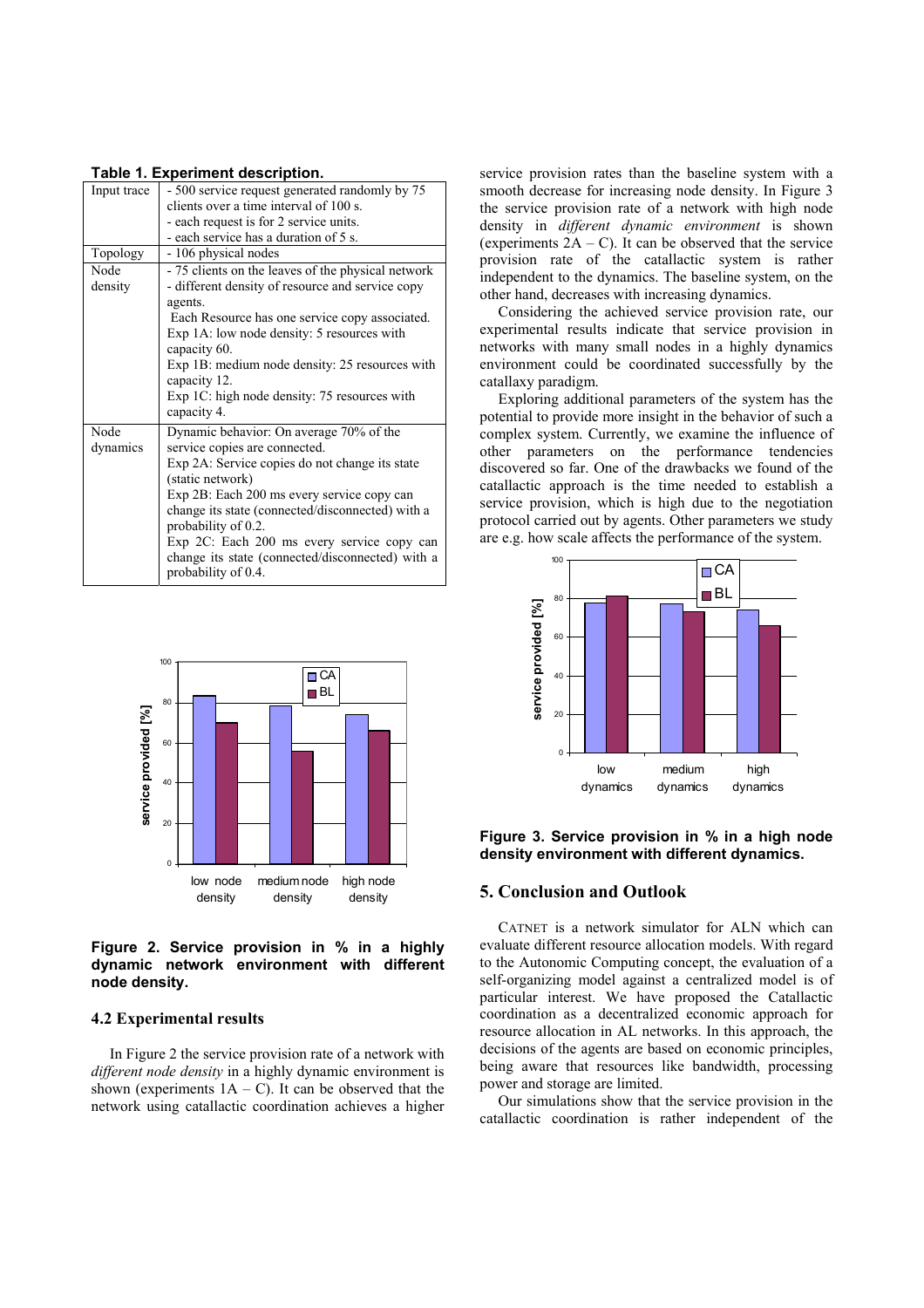**Table 1. Experiment description.**

| | |
|---|---|
| Input trace | - 500 service request generated randomly by 75 clients over a time interval of 100 s.<br>- each request is for 2 service units.<br>- each service has a duration of 5 s. |
| Topology | - 106 physical nodes |
| Node density | - 75 clients on the leaves of the physical network<br>- different density of resource and service copy agents.<br>Each Resource has one service copy associated.<br>Exp 1A: low node density: 5 resources with capacity 60.<br>Exp 1B: medium node density: 25 resources with capacity 12.<br>Exp 1C: high node density: 75 resources with capacity 4. |
| Node dynamics | Dynamic behavior: On average 70% of the service copies are connected.<br>Exp 2A: Service copies do not change its state (static network)<br>Exp 2B: Each 200 ms every service copy can change its state (connected/disconnected) with a probability of 0.2.<br>Exp 2C: Each 200 ms every service copy can change its state (connected/disconnected) with a probability of 0.4. |

**Figure 2. Service provision in % in a highly dynamic network environment with different node density.**

### 4.2 Experimental results

In Figure 2 the service provision rate of a network with *different node density* in a highly dynamic environment is shown (experiments 1A – C). It can be observed that the network using catallactic coordination achieves a higher service provision rates than the baseline system with a smooth decrease for increasing node density. In Figure 3 the service provision rate of a network with high node density in *different dynamic environment* is shown (experiments 2A – C). It can be observed that the service provision rate of the catallactic system is rather independent to the dynamics. The baseline system, on the other hand, decreases with increasing dynamics.

Considering the achieved service provision rate, our experimental results indicate that service provision in networks with many small nodes in a highly dynamics environment could be coordinated successfully by the catallaxy paradigm.

Exploring additional parameters of the system has the potential to provide more insight in the behavior of such a complex system. Currently, we examine the influence of other parameters on the performance tendencies discovered so far. One of the drawbacks we found of the catallactic approach is the time needed to establish a service provision, which is high due to the negotiation protocol carried out by agents. Other parameters we study are e.g. how scale affects the performance of the system.

**Figure 3. Service provision in % in a high node density environment with different dynamics.**

## 5. Conclusion and Outlook

CATNET is a network simulator for ALN which can evaluate different resource allocation models. With regard to the Autonomic Computing concept, the evaluation of a self-organizing model against a centralized model is of particular interest. We have proposed the Catallactic coordination as a decentralized economic approach for resource allocation in AL networks. In this approach, the decisions of the agents are based on economic principles, being aware that resources like bandwidth, processing power and storage are limited.

Our simulations show that the service provision in the catallactic coordination is rather independent of the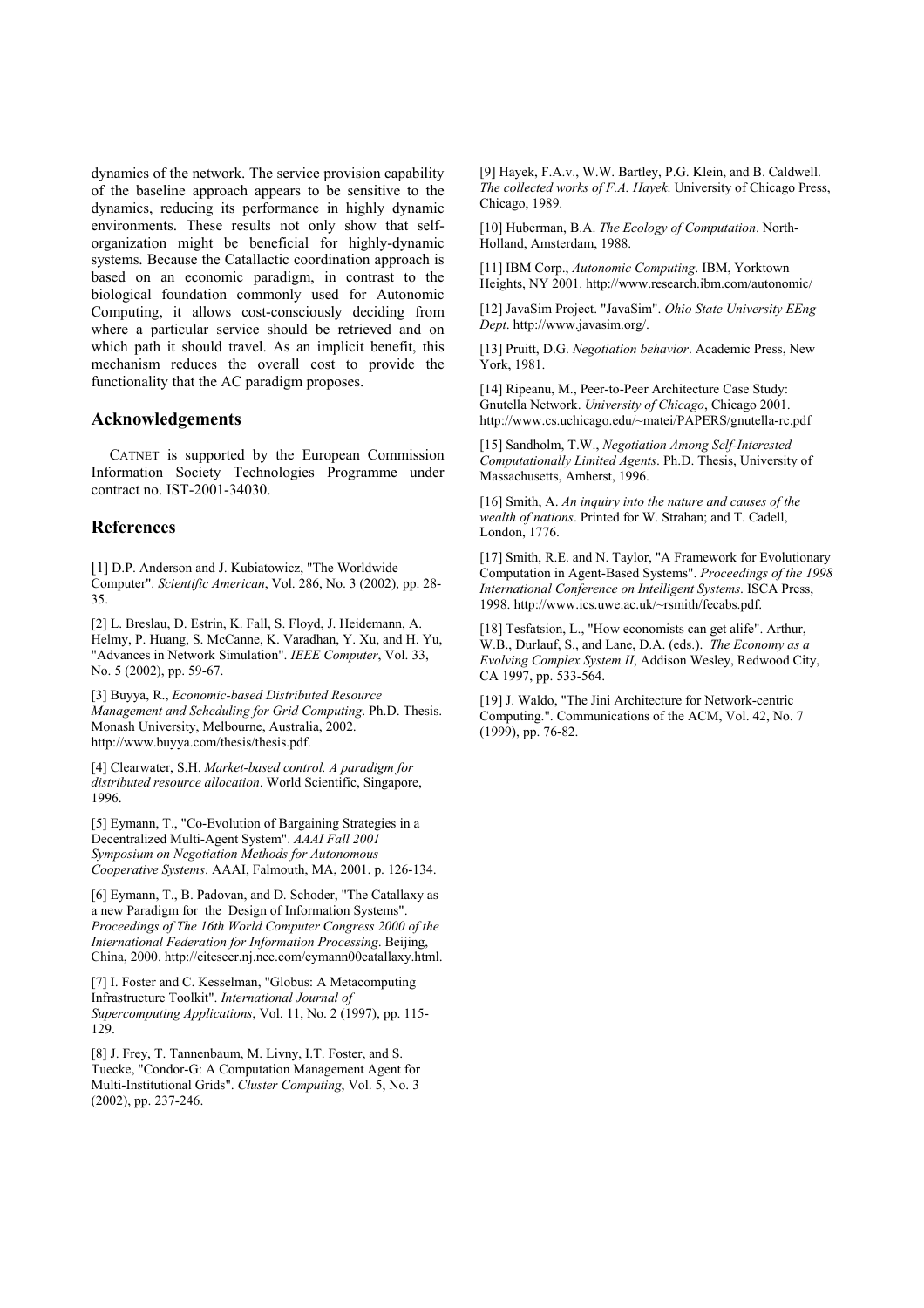dynamics of the network. The service provision capability of the baseline approach appears to be sensitive to the dynamics, reducing its performance in highly dynamic environments. These results not only show that self-organization might be beneficial for highly-dynamic systems. Because the Catallactic coordination approach is based on an economic paradigm, in contrast to the biological foundation commonly used for Autonomic Computing, it allows cost-consciously deciding from where a particular service should be retrieved and on which path it should travel. As an implicit benefit, this mechanism reduces the overall cost to provide the functionality that the AC paradigm proposes.

## Acknowledgements

CATNET is supported by the European Commission Information Society Technologies Programme under contract no. IST-2001-34030.

## References

[1] D.P. Anderson and J. Kubiatowicz, "The Worldwide Computer". *Scientific American*, Vol. 286, No. 3 (2002), pp. 28-35.

[2] L. Breslau, D. Estrin, K. Fall, S. Floyd, J. Heidemann, A. Helmy, P. Huang, S. McCanne, K. Varadhan, Y. Xu, and H. Yu, "Advances in Network Simulation". *IEEE Computer*, Vol. 33, No. 5 (2002), pp. 59-67.

[3] Buyya, R., *Economic-based Distributed Resource Management and Scheduling for Grid Computing*. Ph.D. Thesis. Monash University, Melbourne, Australia, 2002. http://www.buyya.com/thesis/thesis.pdf.

[4] Clearwater, S.H. *Market-based control. A paradigm for distributed resource allocation*. World Scientific, Singapore, 1996.

[5] Eymann, T., "Co-Evolution of Bargaining Strategies in a Decentralized Multi-Agent System". *AAAI Fall 2001 Symposium on Negotiation Methods for Autonomous Cooperative Systems*. AAAI, Falmouth, MA, 2001. p. 126-134.

[6] Eymann, T., B. Padovan, and D. Schoder, "The Catallaxy as a new Paradigm for the Design of Information Systems". *Proceedings of The 16th World Computer Congress 2000 of the International Federation for Information Processing*. Beijing, China, 2000. http://citeseer.nj.nec.com/eymann00catallaxy.html.

[7] I. Foster and C. Kesselman, "Globus: A Metacomputing Infrastructure Toolkit". *International Journal of Supercomputing Applications*, Vol. 11, No. 2 (1997), pp. 115-129.

[8] J. Frey, T. Tannenbaum, M. Livny, I.T. Foster, and S. Tuecke, "Condor-G: A Computation Management Agent for Multi-Institutional Grids". *Cluster Computing*, Vol. 5, No. 3 (2002), pp. 237-246.

[9] Hayek, F.A.v., W.W. Bartley, P.G. Klein, and B. Caldwell. *The collected works of F.A. Hayek*. University of Chicago Press, Chicago, 1989.

[10] Huberman, B.A. *The Ecology of Computation*. North-Holland, Amsterdam, 1988.

[11] IBM Corp., *Autonomic Computing*. IBM, Yorktown Heights, NY 2001. http://www.research.ibm.com/autonomic/

[12] JavaSim Project. "JavaSim". *Ohio State University EEng Dept*. http://www.javasim.org/.

[13] Pruitt, D.G. *Negotiation behavior*. Academic Press, New York, 1981.

[14] Ripeanu, M., Peer-to-Peer Architecture Case Study: Gnutella Network. *University of Chicago*, Chicago 2001. http://www.cs.uchicago.edu/~matei/PAPERS/gnutella-rc.pdf

[15] Sandholm, T.W., *Negotiation Among Self-Interested Computationally Limited Agents*. Ph.D. Thesis, University of Massachusetts, Amherst, 1996.

[16] Smith, A. *An inquiry into the nature and causes of the wealth of nations*. Printed for W. Strahan; and T. Cadell, London, 1776.

[17] Smith, R.E. and N. Taylor, "A Framework for Evolutionary Computation in Agent-Based Systems". *Proceedings of the 1998 International Conference on Intelligent Systems*. ISCA Press, 1998. http://www.ics.uwe.ac.uk/~rsmith/fecabs.pdf.

[18] Tesfatsion, L., "How economists can get alife". Arthur, W.B., Durlauf, S., and Lane, D.A. (eds.). *The Economy as a Evolving Complex System II*, Addison Wesley, Redwood City, CA 1997, pp. 533-564.

[19] J. Waldo, "The Jini Architecture for Network-centric Computing.". Communications of the ACM, Vol. 42, No. 7 (1999), pp. 76-82.